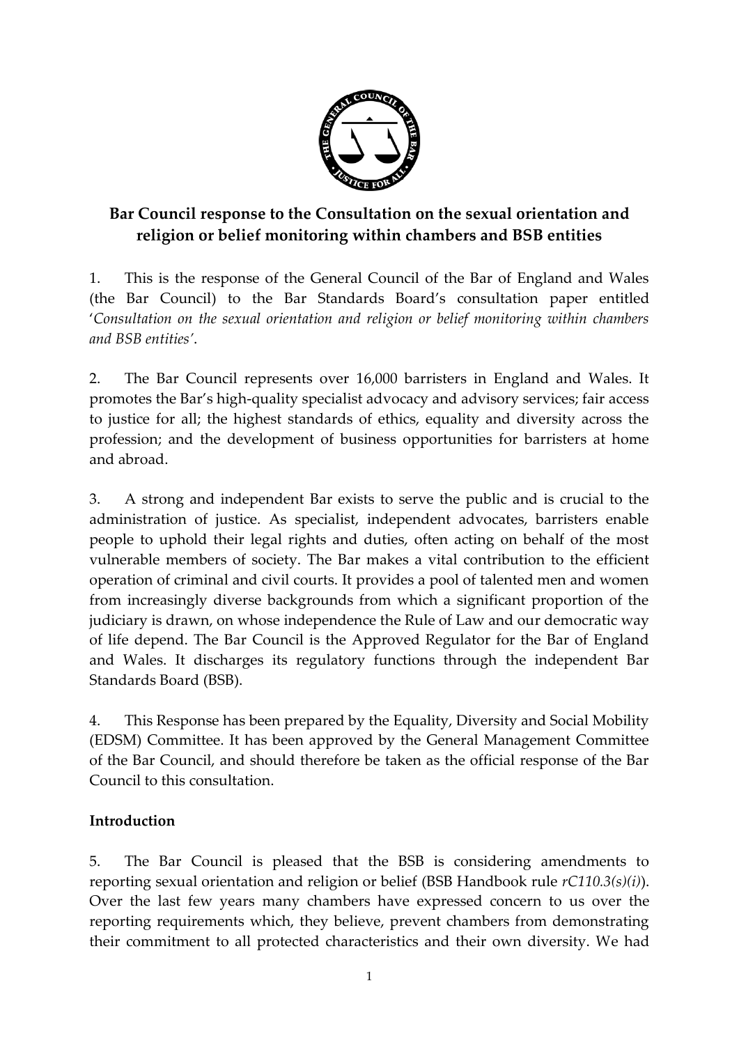**Bar Council response to the Consultation on the sexual orientation and religion or belief monitoring within chambers and BSB entities**

1. This is the response of the General Council of the Bar of England and Wales (the Bar Council) to the Bar Standards Board's consultation paper entitled '*Consultation on the sexual orientation and religion or belief monitoring within chambers and BSB entities'*.

2. The Bar Council represents over 16,000 barristers in England and Wales. It promotes the Bar's high-quality specialist advocacy and advisory services; fair access to justice for all; the highest standards of ethics, equality and diversity across the profession; and the development of business opportunities for barristers at home and abroad.

3. A strong and independent Bar exists to serve the public and is crucial to the administration of justice. As specialist, independent advocates, barristers enable people to uphold their legal rights and duties, often acting on behalf of the most vulnerable members of society. The Bar makes a vital contribution to the efficient operation of criminal and civil courts. It provides a pool of talented men and women from increasingly diverse backgrounds from which a significant proportion of the judiciary is drawn, on whose independence the Rule of Law and our democratic way of life depend. The Bar Council is the Approved Regulator for the Bar of England and Wales. It discharges its regulatory functions through the independent Bar Standards Board (BSB).

4. This Response has been prepared by the Equality, Diversity and Social Mobility (EDSM) Committee. It has been approved by the General Management Committee of the Bar Council, and should therefore be taken as the official response of the Bar Council to this consultation.

**Introduction**

5. The Bar Council is pleased that the BSB is considering amendments to reporting sexual orientation and religion or belief (BSB Handbook rule *rC110.3(s)(i)*). Over the last few years many chambers have expressed concern to us over the reporting requirements which, they believe, prevent chambers from demonstrating their commitment to all protected characteristics and their own diversity. We had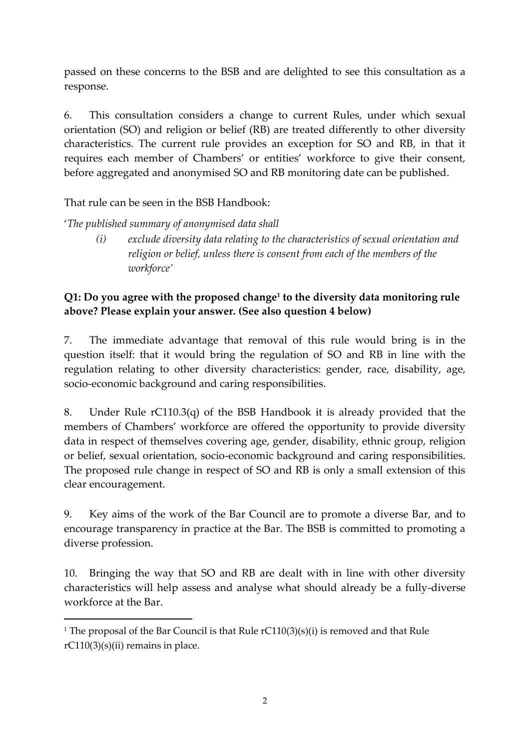passed on these concerns to the BSB and are delighted to see this consultation as a response.

6. This consultation considers a change to current Rules, under which sexual orientation (SO) and religion or belief (RB) are treated differently to other diversity characteristics. The current rule provides an exception for SO and RB, in that it requires each member of Chambers' or entities' workforce to give their consent, before aggregated and anonymised SO and RB monitoring date can be published.

That rule can be seen in the BSB Handbook:

'*The published summary of anonymised data shall*

> *(i) exclude diversity data relating to the characteristics of sexual orientation and religion or belief, unless there is consent from each of the members of the workforce*'

**Q1: Do you agree with the proposed change[1] to the diversity data monitoring rule above? Please explain your answer. (See also question 4 below)**

7. The immediate advantage that removal of this rule would bring is in the question itself: that it would bring the regulation of SO and RB in line with the regulation relating to other diversity characteristics: gender, race, disability, age, socio-economic background and caring responsibilities.

8. Under Rule rC110.3(q) of the BSB Handbook it is already provided that the members of Chambers' workforce are offered the opportunity to provide diversity data in respect of themselves covering age, gender, disability, ethnic group, religion or belief, sexual orientation, socio-economic background and caring responsibilities. The proposed rule change in respect of SO and RB is only a small extension of this clear encouragement.

9. Key aims of the work of the Bar Council are to promote a diverse Bar, and to encourage transparency in practice at the Bar. The BSB is committed to promoting a diverse profession.

10. Bringing the way that SO and RB are dealt with in line with other diversity characteristics will help assess and analyse what should already be a fully-diverse workforce at the Bar.

---

[1] The proposal of the Bar Council is that Rule rC110(3)(s)(i) is removed and that Rule rC110(3)(s)(ii) remains in place.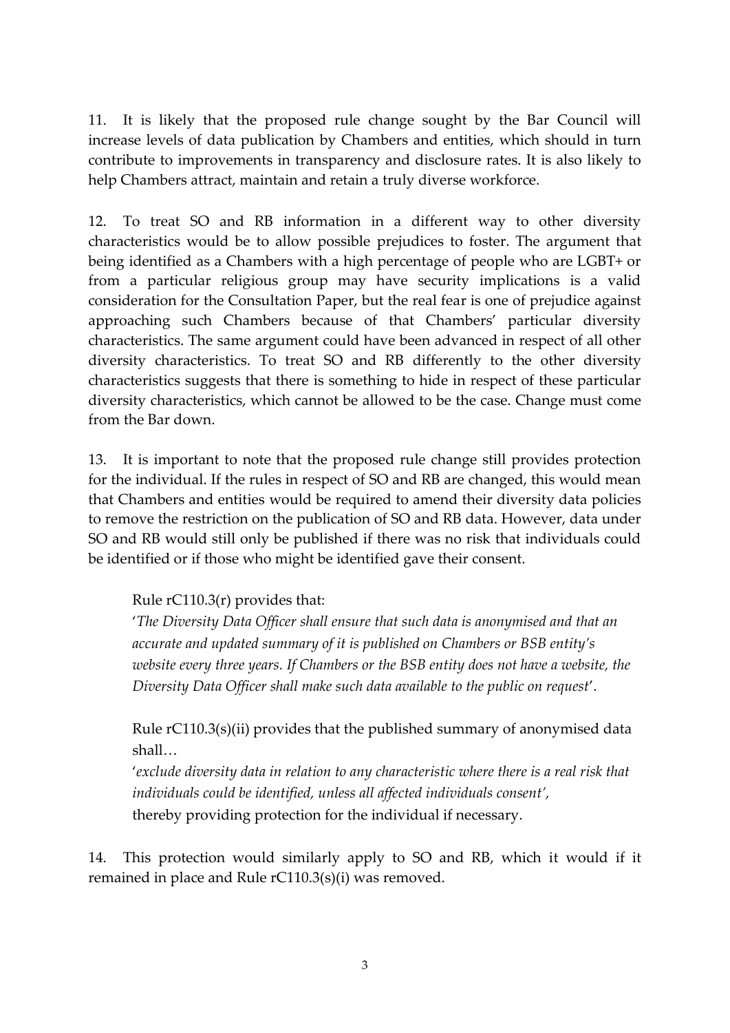11. It is likely that the proposed rule change sought by the Bar Council will increase levels of data publication by Chambers and entities, which should in turn contribute to improvements in transparency and disclosure rates. It is also likely to help Chambers attract, maintain and retain a truly diverse workforce.

12. To treat SO and RB information in a different way to other diversity characteristics would be to allow possible prejudices to foster. The argument that being identified as a Chambers with a high percentage of people who are LGBT+ or from a particular religious group may have security implications is a valid consideration for the Consultation Paper, but the real fear is one of prejudice against approaching such Chambers because of that Chambers' particular diversity characteristics. The same argument could have been advanced in respect of all other diversity characteristics. To treat SO and RB differently to the other diversity characteristics suggests that there is something to hide in respect of these particular diversity characteristics, which cannot be allowed to be the case. Change must come from the Bar down.

13. It is important to note that the proposed rule change still provides protection for the individual. If the rules in respect of SO and RB are changed, this would mean that Chambers and entities would be required to amend their diversity data policies to remove the restriction on the publication of SO and RB data. However, data under SO and RB would still only be published if there was no risk that individuals could be identified or if those who might be identified gave their consent.

> Rule rC110.3(r) provides that:
>
> '*The Diversity Data Officer shall ensure that such data is anonymised and that an accurate and updated summary of it is published on Chambers or BSB entity's website every three years. If Chambers or the BSB entity does not have a website, the Diversity Data Officer shall make such data available to the public on request*'.
>
> Rule rC110.3(s)(ii) provides that the published summary of anonymised data shall…
>
> '*exclude diversity data in relation to any characteristic where there is a real risk that individuals could be identified, unless all affected individuals consent*',
> thereby providing protection for the individual if necessary.

14. This protection would similarly apply to SO and RB, which it would if it remained in place and Rule rC110.3(s)(i) was removed.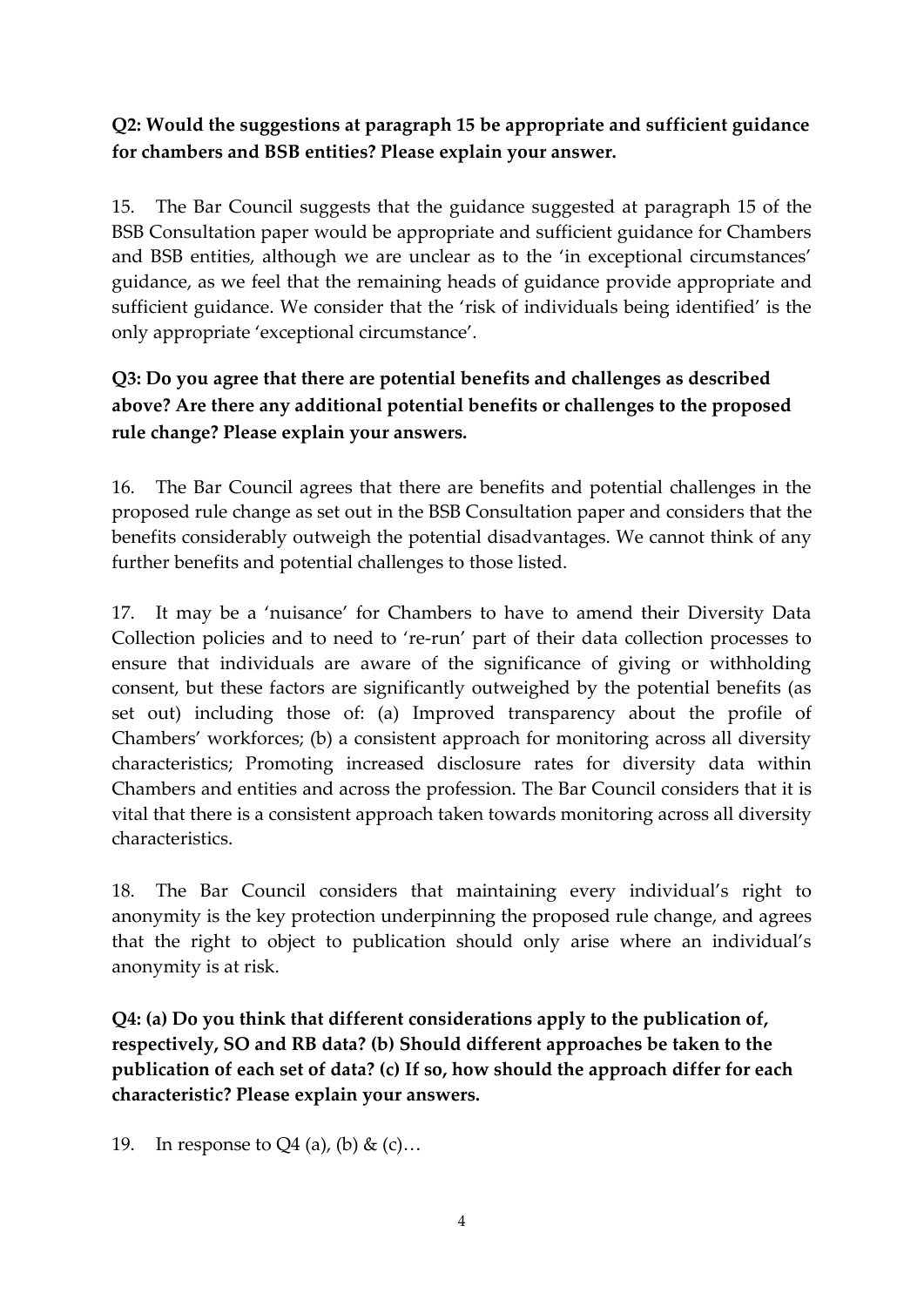**Q2: Would the suggestions at paragraph 15 be appropriate and sufficient guidance for chambers and BSB entities? Please explain your answer.**

15. The Bar Council suggests that the guidance suggested at paragraph 15 of the BSB Consultation paper would be appropriate and sufficient guidance for Chambers and BSB entities, although we are unclear as to the 'in exceptional circumstances' guidance, as we feel that the remaining heads of guidance provide appropriate and sufficient guidance. We consider that the 'risk of individuals being identified' is the only appropriate 'exceptional circumstance'.

**Q3: Do you agree that there are potential benefits and challenges as described above? Are there any additional potential benefits or challenges to the proposed rule change? Please explain your answers.**

16. The Bar Council agrees that there are benefits and potential challenges in the proposed rule change as set out in the BSB Consultation paper and considers that the benefits considerably outweigh the potential disadvantages. We cannot think of any further benefits and potential challenges to those listed.

17. It may be a 'nuisance' for Chambers to have to amend their Diversity Data Collection policies and to need to 're-run' part of their data collection processes to ensure that individuals are aware of the significance of giving or withholding consent, but these factors are significantly outweighed by the potential benefits (as set out) including those of: (a) Improved transparency about the profile of Chambers' workforces; (b) a consistent approach for monitoring across all diversity characteristics; Promoting increased disclosure rates for diversity data within Chambers and entities and across the profession. The Bar Council considers that it is vital that there is a consistent approach taken towards monitoring across all diversity characteristics.

18. The Bar Council considers that maintaining every individual's right to anonymity is the key protection underpinning the proposed rule change, and agrees that the right to object to publication should only arise where an individual's anonymity is at risk.

**Q4: (a) Do you think that different considerations apply to the publication of, respectively, SO and RB data? (b) Should different approaches be taken to the publication of each set of data? (c) If so, how should the approach differ for each characteristic? Please explain your answers.**

19. In response to Q4 (a), (b) & (c)…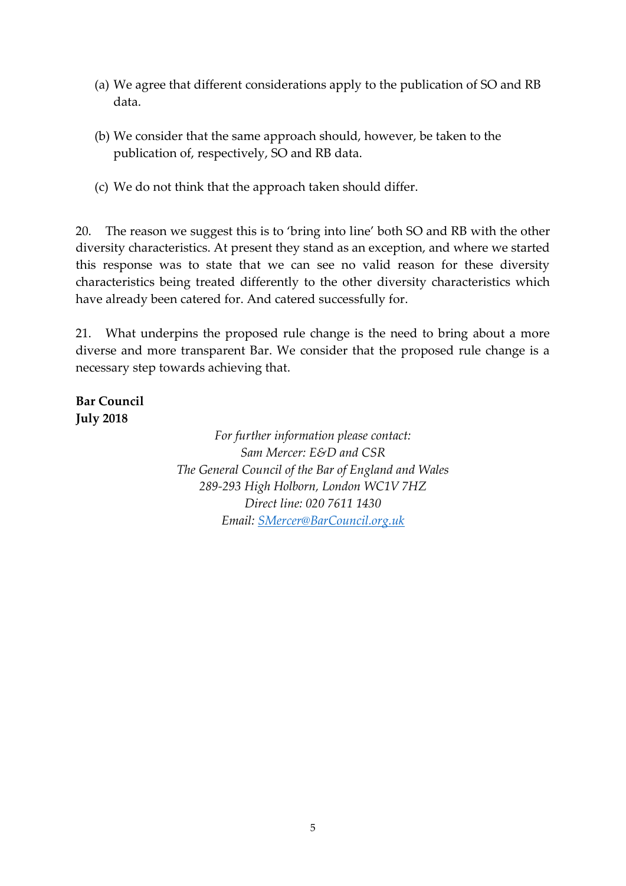(a) We agree that different considerations apply to the publication of SO and RB data.

(b) We consider that the same approach should, however, be taken to the publication of, respectively, SO and RB data.

(c) We do not think that the approach taken should differ.

20. The reason we suggest this is to 'bring into line' both SO and RB with the other diversity characteristics. At present they stand as an exception, and where we started this response was to state that we can see no valid reason for these diversity characteristics being treated differently to the other diversity characteristics which have already been catered for. And catered successfully for.

21. What underpins the proposed rule change is the need to bring about a more diverse and more transparent Bar. We consider that the proposed rule change is a necessary step towards achieving that.

**Bar Council**
**July 2018**

*For further information please contact:*
*Sam Mercer: E&D and CSR*
*The General Council of the Bar of England and Wales*
*289-293 High Holborn, London WC1V 7HZ*
*Direct line: 020 7611 1430*
*Email: SMercer@BarCouncil.org.uk*